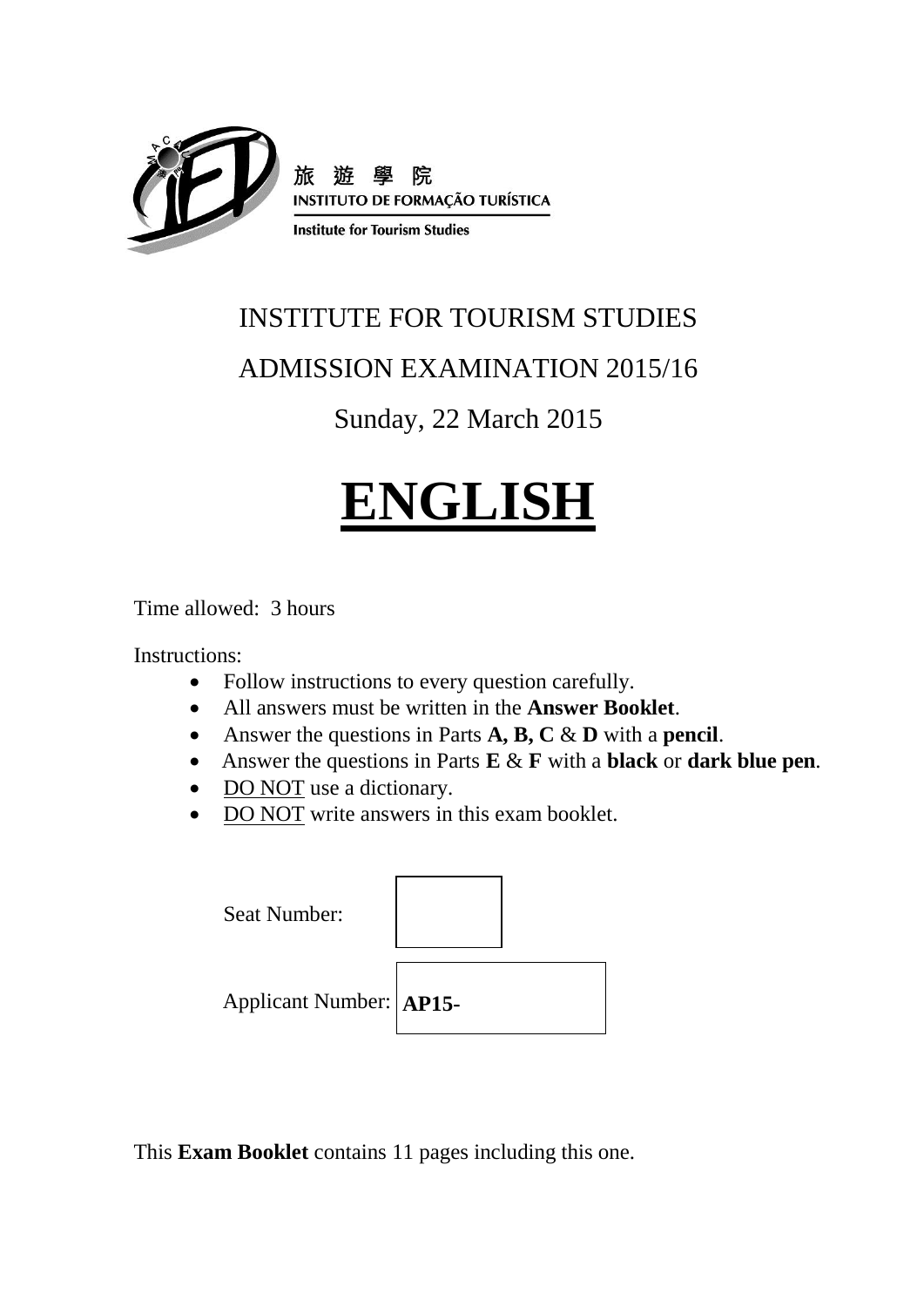旅 遊 學 院
INSTITUTO DE FORMAÇÃO TURÍSTICA
Institute for Tourism Studies

INSTITUTE FOR TOURISM STUDIES

ADMISSION EXAMINATION 2015/16

Sunday, 22 March 2015

# ENGLISH

Time allowed: 3 hours

Instructions:

- Follow instructions to every question carefully.
- All answers must be written in the **Answer Booklet**.
- Answer the questions in Parts **A, B, C** & **D** with a **pencil**.
- Answer the questions in Parts **E** & **F** with a **black** or **dark blue pen**.
- DO NOT use a dictionary.
- DO NOT write answers in this exam booklet.

Seat Number:

Applicant Number: **AP15-**

This **Exam Booklet** contains 11 pages including this one.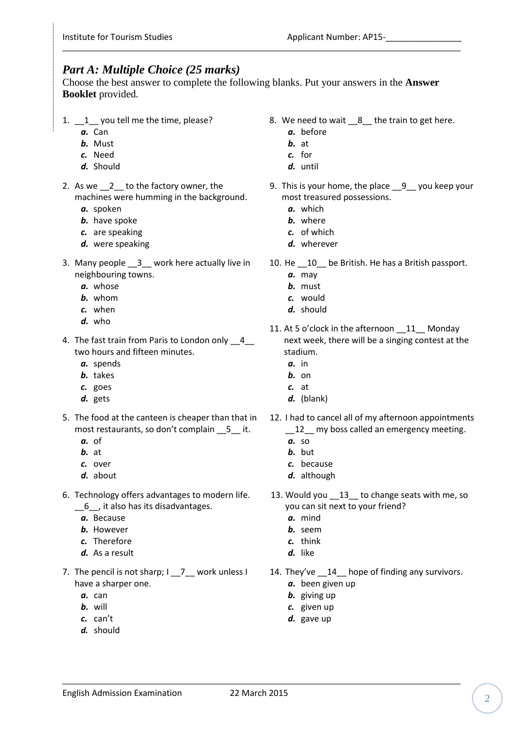## *Part A: Multiple Choice (25 marks)*

Choose the best answer to complete the following blanks. Put your answers in the **Answer Booklet** provided.

1. __1__ you tell me the time, please?
   - ***a.*** Can
   - ***b.*** Must
   - ***c.*** Need
   - ***d.*** Should

2. As we __2__ to the factory owner, the machines were humming in the background.
   - ***a.*** spoken
   - ***b.*** have spoke
   - ***c.*** are speaking
   - ***d.*** were speaking

3. Many people __3__ work here actually live in neighbouring towns.
   - ***a.*** whose
   - ***b.*** whom
   - ***c.*** when
   - ***d.*** who

4. The fast train from Paris to London only __4__ two hours and fifteen minutes.
   - ***a.*** spends
   - ***b.*** takes
   - ***c.*** goes
   - ***d.*** gets

5. The food at the canteen is cheaper than that in most restaurants, so don't complain __5__ it.
   - ***a.*** of
   - ***b.*** at
   - ***c.*** over
   - ***d.*** about

6. Technology offers advantages to modern life. __6__, it also has its disadvantages.
   - ***a.*** Because
   - ***b.*** However
   - ***c.*** Therefore
   - ***d.*** As a result

7. The pencil is not sharp; I __7__ work unless I have a sharper one.
   - ***a.*** can
   - ***b.*** will
   - ***c.*** can't
   - ***d.*** should

8. We need to wait __8__ the train to get here.
   - ***a.*** before
   - ***b.*** at
   - ***c.*** for
   - ***d.*** until

9. This is your home, the place __9__ you keep your most treasured possessions.
   - ***a.*** which
   - ***b.*** where
   - ***c.*** of which
   - ***d.*** wherever

10. He __10__ be British. He has a British passport.
    - ***a.*** may
    - ***b.*** must
    - ***c.*** would
    - ***d.*** should

11. At 5 o'clock in the afternoon __11__ Monday next week, there will be a singing contest at the stadium.
    - ***a.*** in
    - ***b.*** on
    - ***c.*** at
    - ***d.*** (blank)

12. I had to cancel all of my afternoon appointments __12__ my boss called an emergency meeting.
    - ***a.*** so
    - ***b.*** but
    - ***c.*** because
    - ***d.*** although

13. Would you __13__ to change seats with me, so you can sit next to your friend?
    - ***a.*** mind
    - ***b.*** seem
    - ***c.*** think
    - ***d.*** like

14. They've __14__ hope of finding any survivors.
    - ***a.*** been given up
    - ***b.*** giving up
    - ***c.*** given up
    - ***d.*** gave up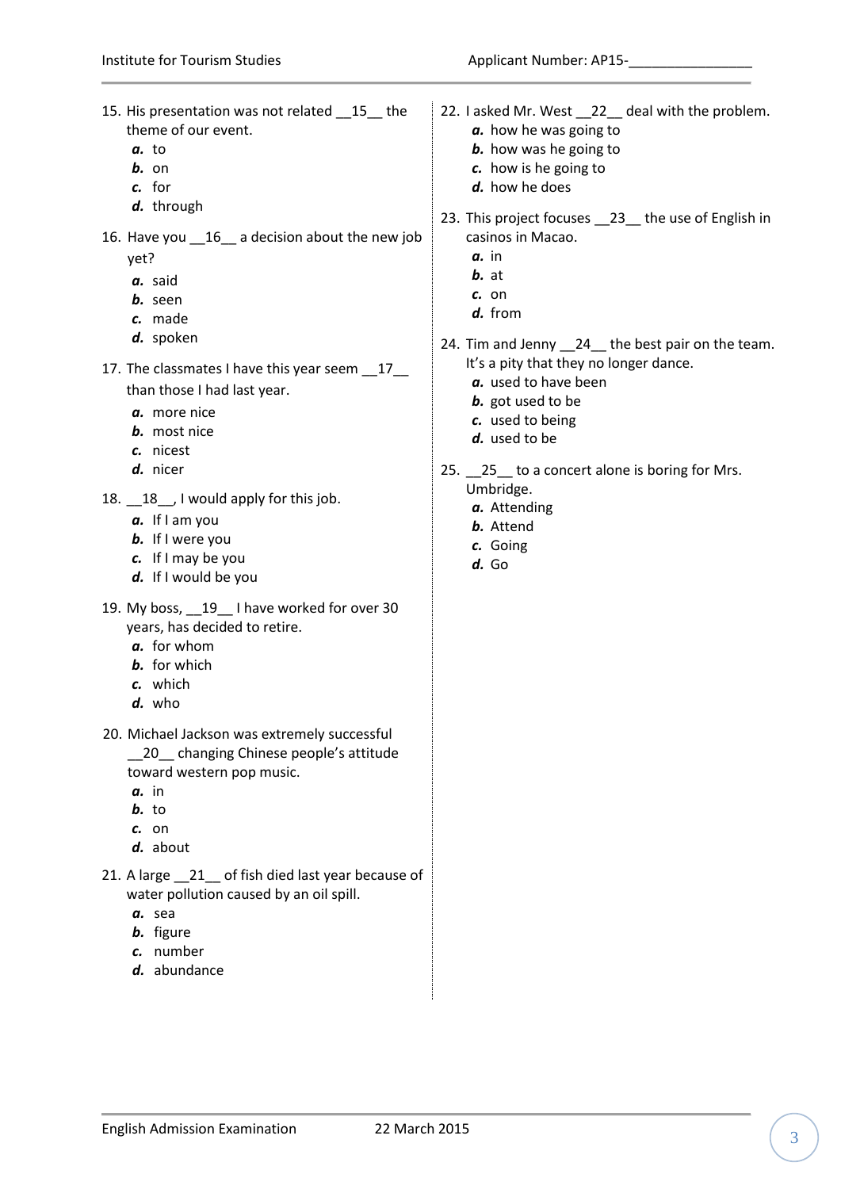15. His presentation was not related __15__ the theme of our event.
    - ***a.*** to
    - ***b.*** on
    - ***c.*** for
    - ***d.*** through

16. Have you __16__ a decision about the new job yet?
    - ***a.*** said
    - ***b.*** seen
    - ***c.*** made
    - ***d.*** spoken

17. The classmates I have this year seem __17__ than those I had last year.
    - ***a.*** more nice
    - ***b.*** most nice
    - ***c.*** nicest
    - ***d.*** nicer

18. __18__, I would apply for this job.
    - ***a.*** If I am you
    - ***b.*** If I were you
    - ***c.*** If I may be you
    - ***d.*** If I would be you

19. My boss, __19__ I have worked for over 30 years, has decided to retire.
    - ***a.*** for whom
    - ***b.*** for which
    - ***c.*** which
    - ***d.*** who

20. Michael Jackson was extremely successful __20__ changing Chinese people's attitude toward western pop music.
    - ***a.*** in
    - ***b.*** to
    - ***c.*** on
    - ***d.*** about

21. A large __21__ of fish died last year because of water pollution caused by an oil spill.
    - ***a.*** sea
    - ***b.*** figure
    - ***c.*** number
    - ***d.*** abundance

22. I asked Mr. West __22__ deal with the problem.
    - ***a.*** how he was going to
    - ***b.*** how was he going to
    - ***c.*** how is he going to
    - ***d.*** how he does

23. This project focuses __23__ the use of English in casinos in Macao.
    - ***a.*** in
    - ***b.*** at
    - ***c.*** on
    - ***d.*** from

24. Tim and Jenny __24__ the best pair on the team. It's a pity that they no longer dance.
    - ***a.*** used to have been
    - ***b.*** got used to be
    - ***c.*** used to being
    - ***d.*** used to be

25. __25__ to a concert alone is boring for Mrs. Umbridge.
    - ***a.*** Attending
    - ***b.*** Attend
    - ***c.*** Going
    - ***d.*** Go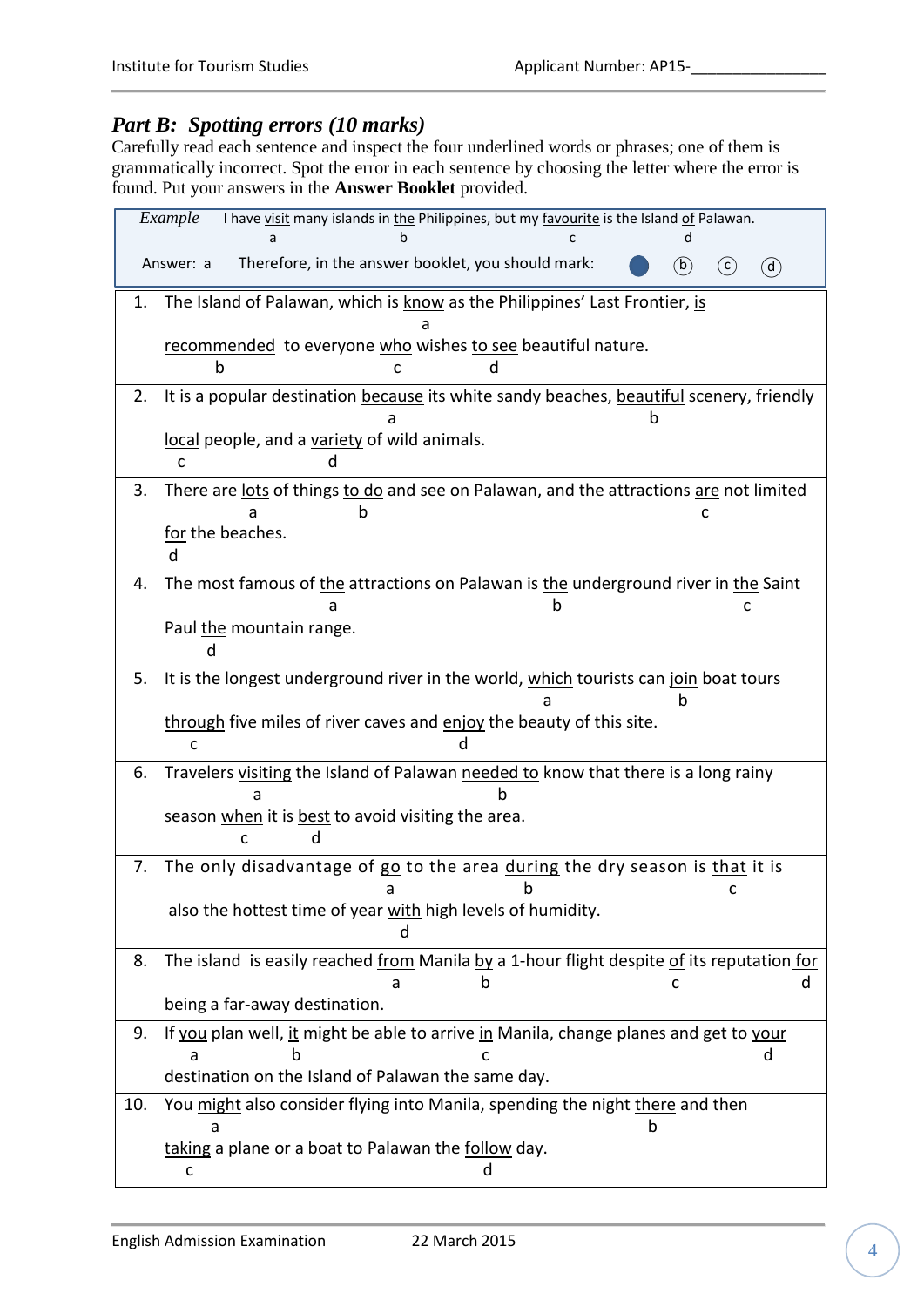## *Part B: Spotting errors (10 marks)*

Carefully read each sentence and inspect the four underlined words or phrases; one of them is grammatically incorrect. Spot the error in each sentence by choosing the letter where the error is found. Put your answers in the **Answer Booklet** provided.

*Example* I have <u>visit</u> (a) many islands in <u>the</u> (b) Philippines, but my <u>favourite</u> (c) is the Island <u>of</u> (d) Palawan.

Answer: a Therefore, in the answer booklet, you should mark: ● ⓑ ⓒ ⓓ

1. The Island of Palawan, which is <u>know</u> (a) as the Philippines' Last Frontier, <u>is recommended</u> (b) to everyone <u>who</u> (c) wishes <u>to see</u> (d) beautiful nature.

2. It is a popular destination <u>because</u> (a) its white sandy beaches, <u>beautiful</u> (b) scenery, friendly <u>local</u> (c) people, and a <u>variety</u> (d) of wild animals.

3. There are <u>lots</u> (a) of things <u>to do</u> (b) and see on Palawan, and the attractions <u>are</u> (c) not limited <u>for</u> (d) the beaches.

4. The most famous of <u>the</u> (a) attractions on Palawan is <u>the</u> (b) underground river in <u>the</u> (c) Saint Paul <u>the</u> (d) mountain range.

5. It is the longest underground river in the world, <u>which</u> (a) tourists can <u>join</u> (b) boat tours <u>through</u> (c) five miles of river caves and <u>enjoy</u> (d) the beauty of this site.

6. Travelers <u>visiting</u> (a) the Island of Palawan <u>needed to</u> (b) know that there is a long rainy season <u>when</u> (c) it is <u>best</u> (d) to avoid visiting the area.

7. The only disadvantage of <u>go</u> (a) to the area <u>during</u> (b) the dry season is <u>that</u> (c) it is also the hottest time of year <u>with</u> (d) high levels of humidity.

8. The island is easily reached <u>from</u> (a) Manila <u>by</u> (b) a 1-hour flight despite <u>of</u> (c) its reputation <u>for</u> (d) being a far-away destination.

9. If <u>you</u> (a) plan well, <u>it</u> (b) might be able to arrive <u>in</u> (c) Manila, change planes and get to <u>your</u> (d) destination on the Island of Palawan the same day.

10. You <u>might</u> (a) also consider flying into Manila, spending the night <u>there</u> (b) and then <u>taking</u> (c) a plane or a boat to Palawan the <u>follow</u> (d) day.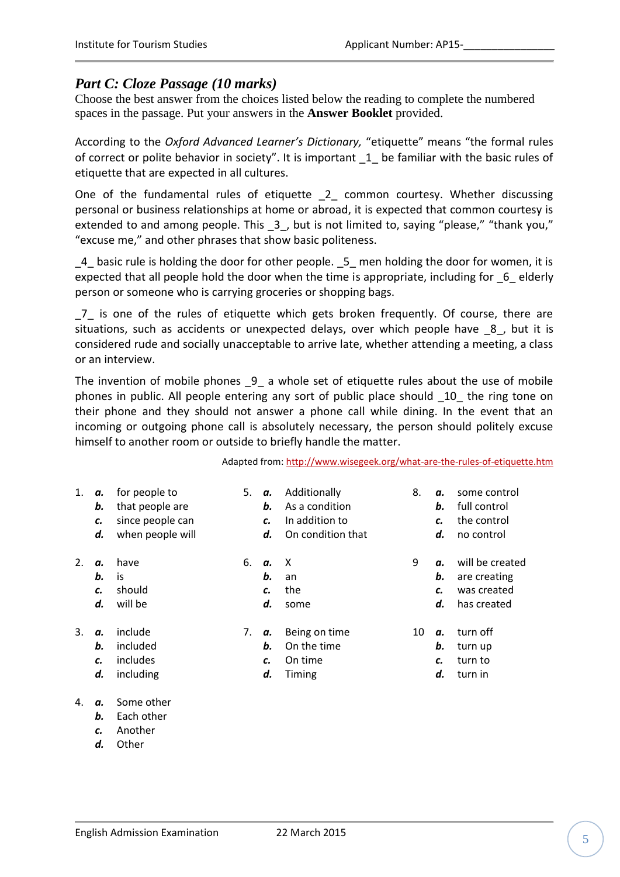## *Part C: Cloze Passage (10 marks)*

Choose the best answer from the choices listed below the reading to complete the numbered spaces in the passage. Put your answers in the **Answer Booklet** provided.

According to the *Oxford Advanced Learner's Dictionary,* "etiquette" means "the formal rules of correct or polite behavior in society". It is important _1_ be familiar with the basic rules of etiquette that are expected in all cultures.

One of the fundamental rules of etiquette _2_ common courtesy. Whether discussing personal or business relationships at home or abroad, it is expected that common courtesy is extended to and among people. This _3_, but is not limited to, saying "please," "thank you," "excuse me," and other phrases that show basic politeness.

_4_ basic rule is holding the door for other people. _5_ men holding the door for women, it is expected that all people hold the door when the time is appropriate, including for _6_ elderly person or someone who is carrying groceries or shopping bags.

_7_ is one of the rules of etiquette which gets broken frequently. Of course, there are situations, such as accidents or unexpected delays, over which people have _8_, but it is considered rude and socially unacceptable to arrive late, whether attending a meeting, a class or an interview.

The invention of mobile phones _9_ a whole set of etiquette rules about the use of mobile phones in public. All people entering any sort of public place should _10_ the ring tone on their phone and they should not answer a phone call while dining. In the event that an incoming or outgoing phone call is absolutely necessary, the person should politely excuse himself to another room or outside to briefly handle the matter.

Adapted from: http://www.wisegeek.org/what-are-the-rules-of-etiquette.htm

1. ***a.*** for people to
   ***b.*** that people are
   ***c.*** since people can
   ***d.*** when people will

2. ***a.*** have
   ***b.*** is
   ***c.*** should
   ***d.*** will be

3. ***a.*** include
   ***b.*** included
   ***c.*** includes
   ***d.*** including

4. ***a.*** Some other
   ***b.*** Each other
   ***c.*** Another
   ***d.*** Other

5. ***a.*** Additionally
   ***b.*** As a condition
   ***c.*** In addition to
   ***d.*** On condition that

6. ***a.*** X
   ***b.*** an
   ***c.*** the
   ***d.*** some

7. ***a.*** Being on time
   ***b.*** On the time
   ***c.*** On time
   ***d.*** Timing

8. ***a.*** some control
   ***b.*** full control
   ***c.*** the control
   ***d.*** no control

9. ***a.*** will be created
   ***b.*** are creating
   ***c.*** was created
   ***d.*** has created

10. ***a.*** turn off
    ***b.*** turn up
    ***c.*** turn to
    ***d.*** turn in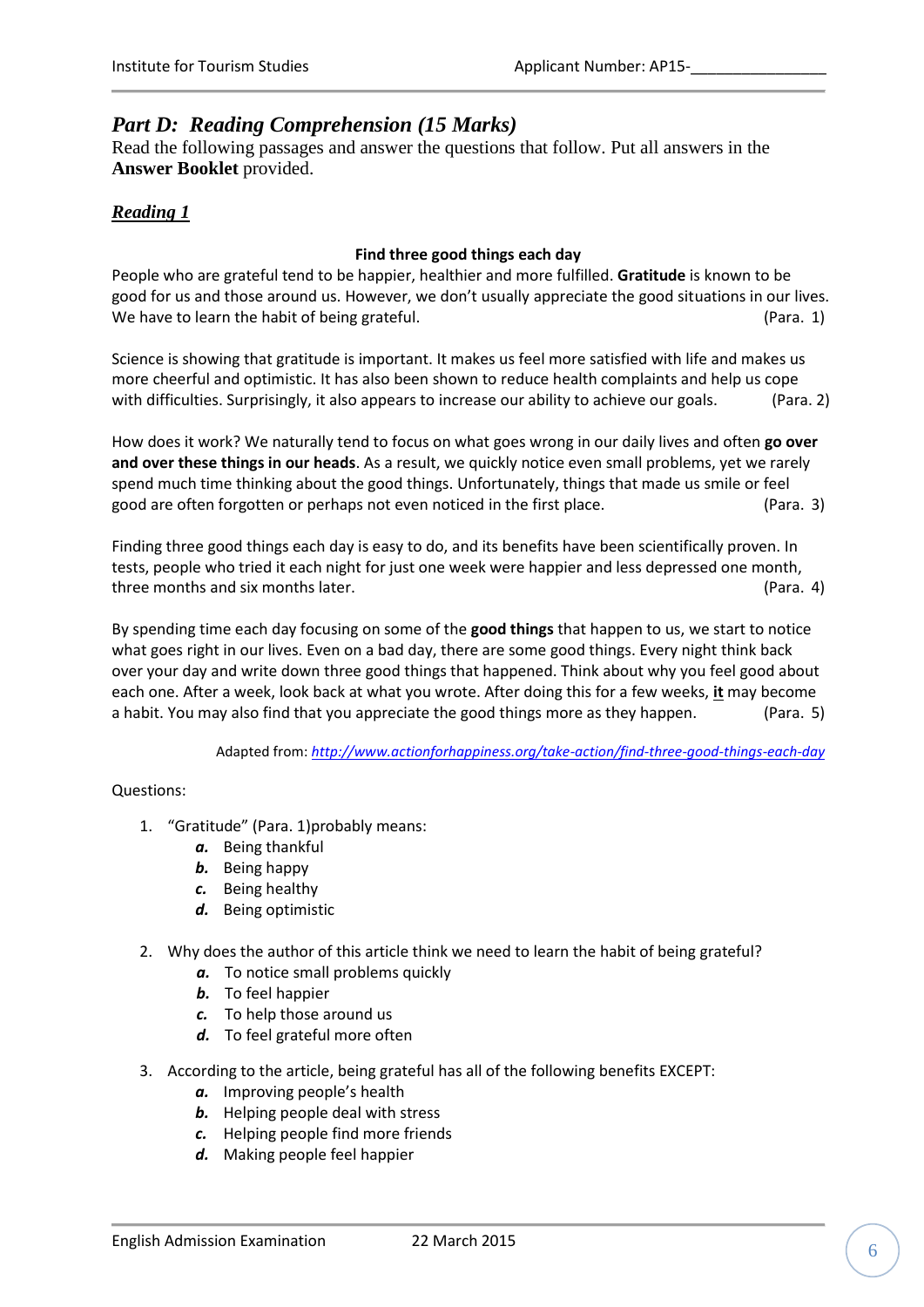## *Part D: Reading Comprehension (15 Marks)*

Read the following passages and answer the questions that follow. Put all answers in the **Answer Booklet** provided.

### ***Reading 1***

**Find three good things each day**

People who are grateful tend to be happier, healthier and more fulfilled. **Gratitude** is known to be good for us and those around us. However, we don't usually appreciate the good situations in our lives. We have to learn the habit of being grateful. (Para. 1)

Science is showing that gratitude is important. It makes us feel more satisfied with life and makes us more cheerful and optimistic. It has also been shown to reduce health complaints and help us cope with difficulties. Surprisingly, it also appears to increase our ability to achieve our goals. (Para. 2)

How does it work? We naturally tend to focus on what goes wrong in our daily lives and often **go over and over these things in our heads**. As a result, we quickly notice even small problems, yet we rarely spend much time thinking about the good things. Unfortunately, things that made us smile or feel good are often forgotten or perhaps not even noticed in the first place. (Para. 3)

Finding three good things each day is easy to do, and its benefits have been scientifically proven. In tests, people who tried it each night for just one week were happier and less depressed one month, three months and six months later. (Para. 4)

By spending time each day focusing on some of the **good things** that happen to us, we start to notice what goes right in our lives. Even on a bad day, there are some good things. Every night think back over your day and write down three good things that happened. Think about why you feel good about each one. After a week, look back at what you wrote. After doing this for a few weeks, **it** may become a habit. You may also find that you appreciate the good things more as they happen. (Para. 5)

Adapted from: *http://www.actionforhappiness.org/take-action/find-three-good-things-each-day*

Questions:

1. "Gratitude" (Para. 1)probably means:
   - ***a.*** Being thankful
   - ***b.*** Being happy
   - ***c.*** Being healthy
   - ***d.*** Being optimistic

2. Why does the author of this article think we need to learn the habit of being grateful?
   - ***a.*** To notice small problems quickly
   - ***b.*** To feel happier
   - ***c.*** To help those around us
   - ***d.*** To feel grateful more often

3. According to the article, being grateful has all of the following benefits EXCEPT:
   - ***a.*** Improving people's health
   - ***b.*** Helping people deal with stress
   - ***c.*** Helping people find more friends
   - ***d.*** Making people feel happier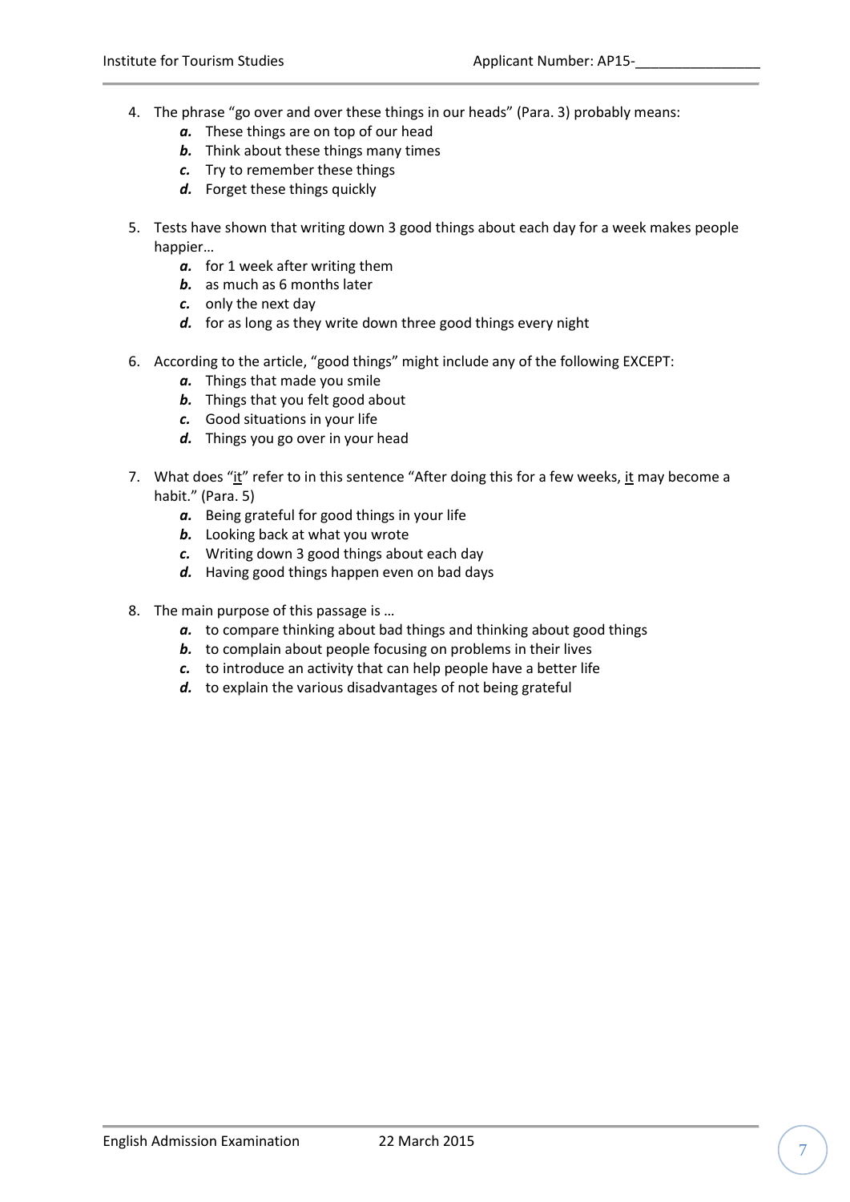4. The phrase "go over and over these things in our heads" (Para. 3) probably means:
    - ***a.*** These things are on top of our head
    - ***b.*** Think about these things many times
    - ***c.*** Try to remember these things
    - ***d.*** Forget these things quickly

5. Tests have shown that writing down 3 good things about each day for a week makes people happier…
    - ***a.*** for 1 week after writing them
    - ***b.*** as much as 6 months later
    - ***c.*** only the next day
    - ***d.*** for as long as they write down three good things every night

6. According to the article, "good things" might include any of the following EXCEPT:
    - ***a.*** Things that made you smile
    - ***b.*** Things that you felt good about
    - ***c.*** Good situations in your life
    - ***d.*** Things you go over in your head

7. What does "<u>it</u>" refer to in this sentence "After doing this for a few weeks, <u>it</u> may become a habit." (Para. 5)
    - ***a.*** Being grateful for good things in your life
    - ***b.*** Looking back at what you wrote
    - ***c.*** Writing down 3 good things about each day
    - ***d.*** Having good things happen even on bad days

8. The main purpose of this passage is …
    - ***a.*** to compare thinking about bad things and thinking about good things
    - ***b.*** to complain about people focusing on problems in their lives
    - ***c.*** to introduce an activity that can help people have a better life
    - ***d.*** to explain the various disadvantages of not being grateful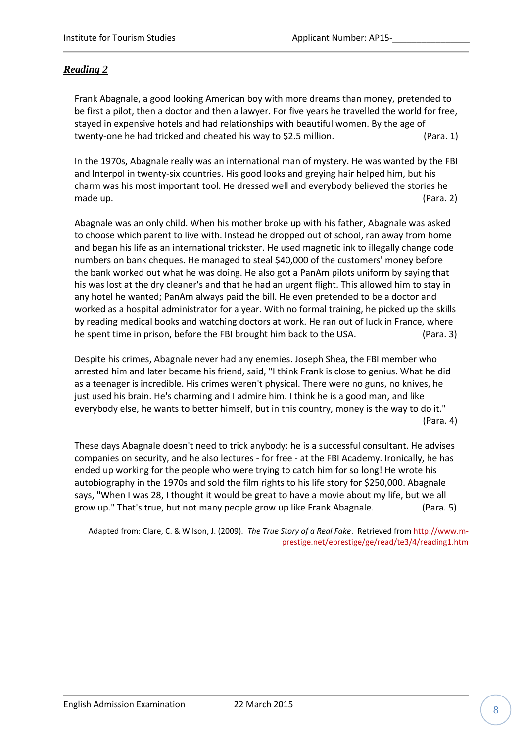## ***Reading 2***

Frank Abagnale, a good looking American boy with more dreams than money, pretended to be first a pilot, then a doctor and then a lawyer. For five years he travelled the world for free, stayed in expensive hotels and had relationships with beautiful women. By the age of twenty-one he had tricked and cheated his way to $2.5 million. (Para. 1)

In the 1970s, Abagnale really was an international man of mystery. He was wanted by the FBI and Interpol in twenty-six countries. His good looks and greying hair helped him, but his charm was his most important tool. He dressed well and everybody believed the stories he made up. (Para. 2)

Abagnale was an only child. When his mother broke up with his father, Abagnale was asked to choose which parent to live with. Instead he dropped out of school, ran away from home and began his life as an international trickster. He used magnetic ink to illegally change code numbers on bank cheques. He managed to steal $40,000 of the customers' money before the bank worked out what he was doing. He also got a PanAm pilots uniform by saying that his was lost at the dry cleaner's and that he had an urgent flight. This allowed him to stay in any hotel he wanted; PanAm always paid the bill. He even pretended to be a doctor and worked as a hospital administrator for a year. With no formal training, he picked up the skills by reading medical books and watching doctors at work. He ran out of luck in France, where he spent time in prison, before the FBI brought him back to the USA. (Para. 3)

Despite his crimes, Abagnale never had any enemies. Joseph Shea, the FBI member who arrested him and later became his friend, said, "I think Frank is close to genius. What he did as a teenager is incredible. His crimes weren't physical. There were no guns, no knives, he just used his brain. He's charming and I admire him. I think he is a good man, and like everybody else, he wants to better himself, but in this country, money is the way to do it." (Para. 4)

These days Abagnale doesn't need to trick anybody: he is a successful consultant. He advises companies on security, and he also lectures - for free - at the FBI Academy. Ironically, he has ended up working for the people who were trying to catch him for so long! He wrote his autobiography in the 1970s and sold the film rights to his life story for $250,000. Abagnale says, "When I was 28, I thought it would be great to have a movie about my life, but we all grow up." That's true, but not many people grow up like Frank Abagnale. (Para. 5)

Adapted from: Clare, C. & Wilson, J. (2009). *The True Story of a Real Fake*. Retrieved from http://www.m-prestige.net/eprestige/ge/read/te3/4/reading1.htm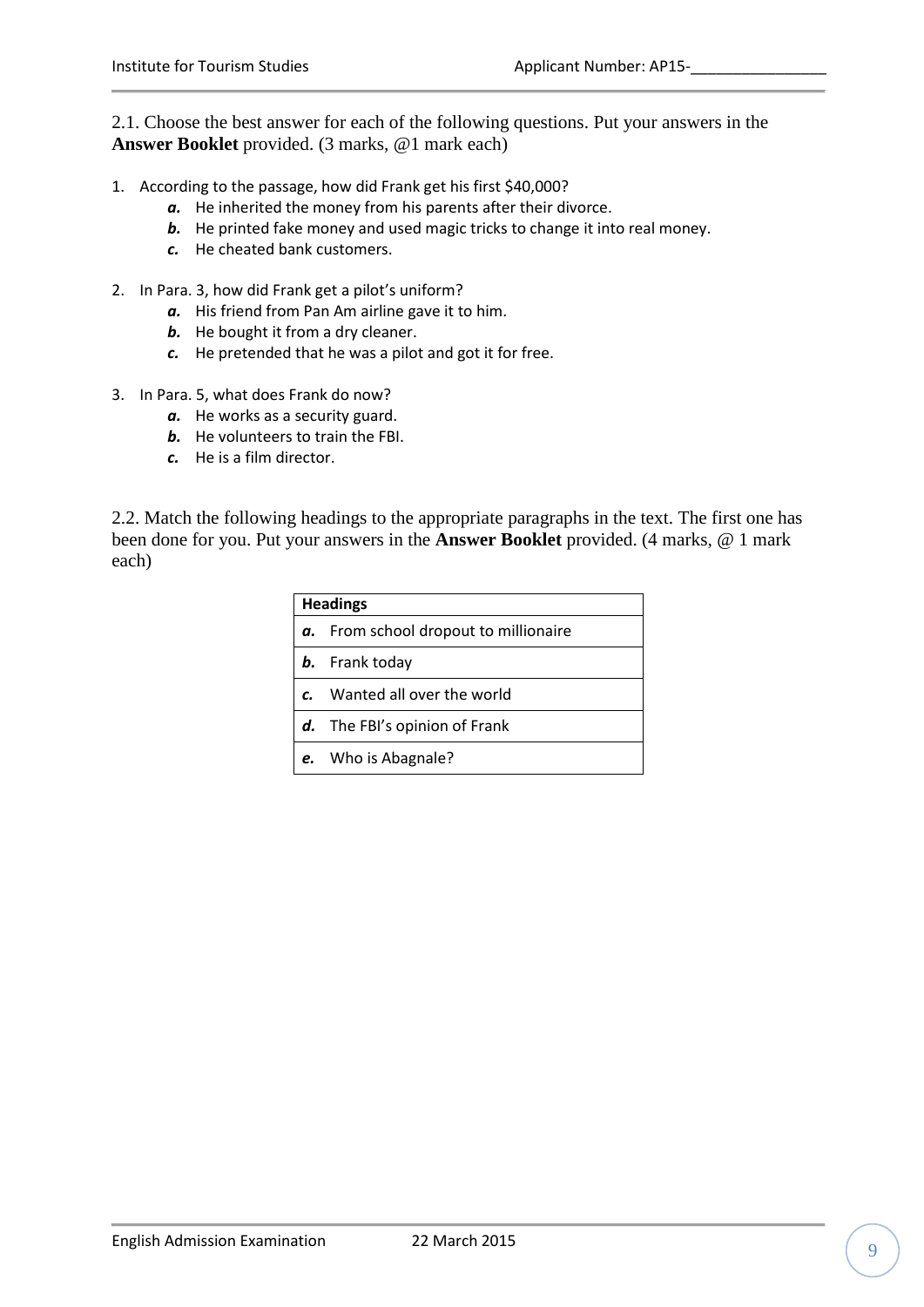2.1. Choose the best answer for each of the following questions. Put your answers in the **Answer Booklet** provided. (3 marks, @1 mark each)

1. According to the passage, how did Frank get his first $40,000?
   ***a.*** He inherited the money from his parents after their divorce.
   ***b.*** He printed fake money and used magic tricks to change it into real money.
   ***c.*** He cheated bank customers.

2. In Para. 3, how did Frank get a pilot's uniform?
   ***a.*** His friend from Pan Am airline gave it to him.
   ***b.*** He bought it from a dry cleaner.
   ***c.*** He pretended that he was a pilot and got it for free.

3. In Para. 5, what does Frank do now?
   ***a.*** He works as a security guard.
   ***b.*** He volunteers to train the FBI.
   ***c.*** He is a film director.

2.2. Match the following headings to the appropriate paragraphs in the text. The first one has been done for you. Put your answers in the **Answer Booklet** provided. (4 marks, @ 1 mark each)

| **Headings** |
|---|
| ***a.*** From school dropout to millionaire |
| ***b.*** Frank today |
| ***c.*** Wanted all over the world |
| ***d.*** The FBI's opinion of Frank |
| ***e.*** Who is Abagnale? |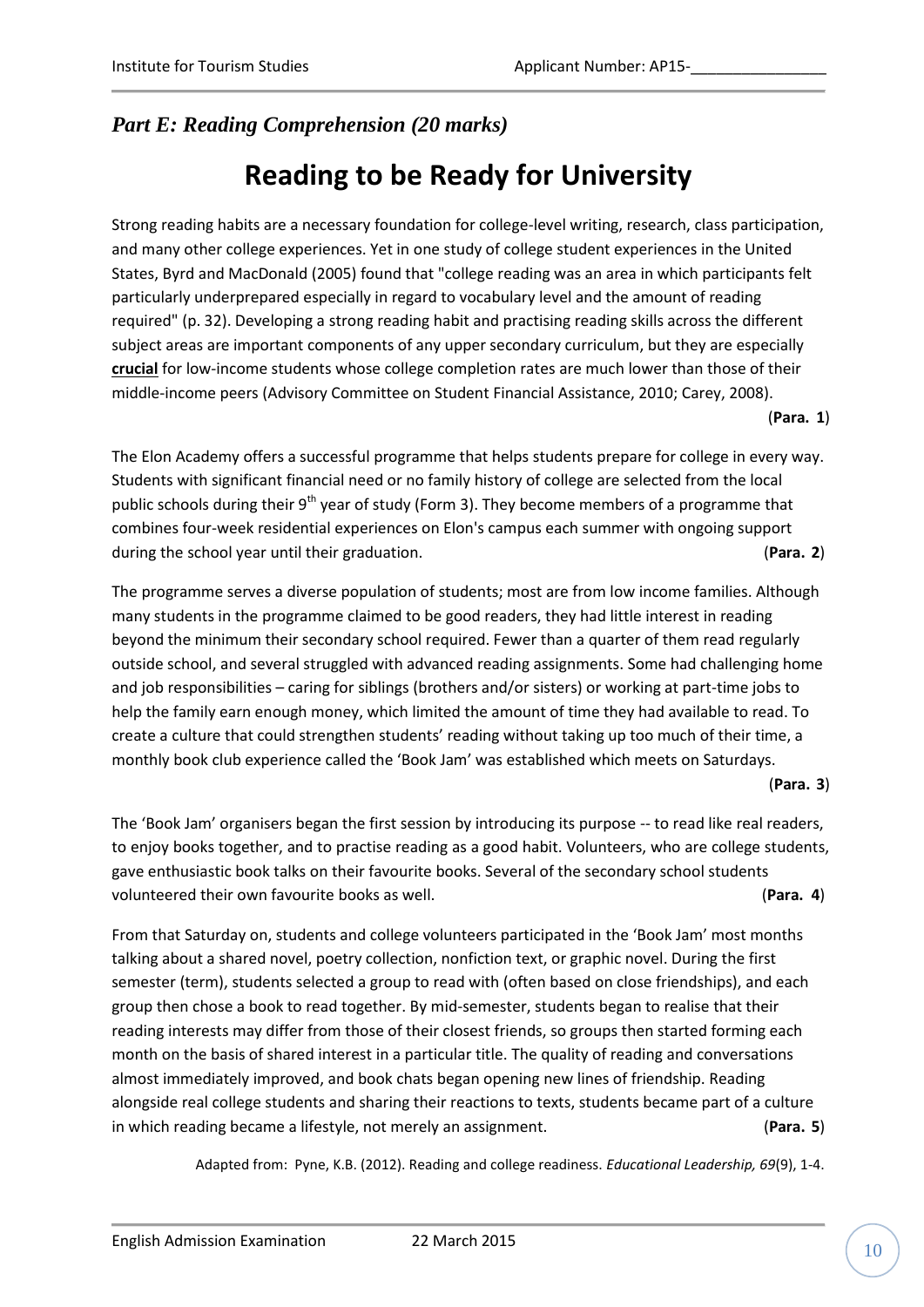## *Part E: Reading Comprehension (20 marks)*

# Reading to be Ready for University

Strong reading habits are a necessary foundation for college-level writing, research, class participation, and many other college experiences. Yet in one study of college student experiences in the United States, Byrd and MacDonald (2005) found that "college reading was an area in which participants felt particularly underprepared especially in regard to vocabulary level and the amount of reading required" (p. 32). Developing a strong reading habit and practising reading skills across the different subject areas are important components of any upper secondary curriculum, but they are especially **crucial** for low-income students whose college completion rates are much lower than those of their middle-income peers (Advisory Committee on Student Financial Assistance, 2010; Carey, 2008). (**Para. 1**)

The Elon Academy offers a successful programme that helps students prepare for college in every way. Students with significant financial need or no family history of college are selected from the local public schools during their 9th year of study (Form 3). They become members of a programme that combines four-week residential experiences on Elon's campus each summer with ongoing support during the school year until their graduation. (**Para. 2**)

The programme serves a diverse population of students; most are from low income families. Although many students in the programme claimed to be good readers, they had little interest in reading beyond the minimum their secondary school required. Fewer than a quarter of them read regularly outside school, and several struggled with advanced reading assignments. Some had challenging home and job responsibilities – caring for siblings (brothers and/or sisters) or working at part-time jobs to help the family earn enough money, which limited the amount of time they had available to read. To create a culture that could strengthen students' reading without taking up too much of their time, a monthly book club experience called the 'Book Jam' was established which meets on Saturdays. (**Para. 3**)

The 'Book Jam' organisers began the first session by introducing its purpose -- to read like real readers, to enjoy books together, and to practise reading as a good habit. Volunteers, who are college students, gave enthusiastic book talks on their favourite books. Several of the secondary school students volunteered their own favourite books as well. (**Para. 4**)

From that Saturday on, students and college volunteers participated in the 'Book Jam' most months talking about a shared novel, poetry collection, nonfiction text, or graphic novel. During the first semester (term), students selected a group to read with (often based on close friendships), and each group then chose a book to read together. By mid-semester, students began to realise that their reading interests may differ from those of their closest friends, so groups then started forming each month on the basis of shared interest in a particular title. The quality of reading and conversations almost immediately improved, and book chats began opening new lines of friendship. Reading alongside real college students and sharing their reactions to texts, students became part of a culture in which reading became a lifestyle, not merely an assignment. (**Para. 5**)

Adapted from: Pyne, K.B. (2012). Reading and college readiness. *Educational Leadership, 69*(9), 1-4.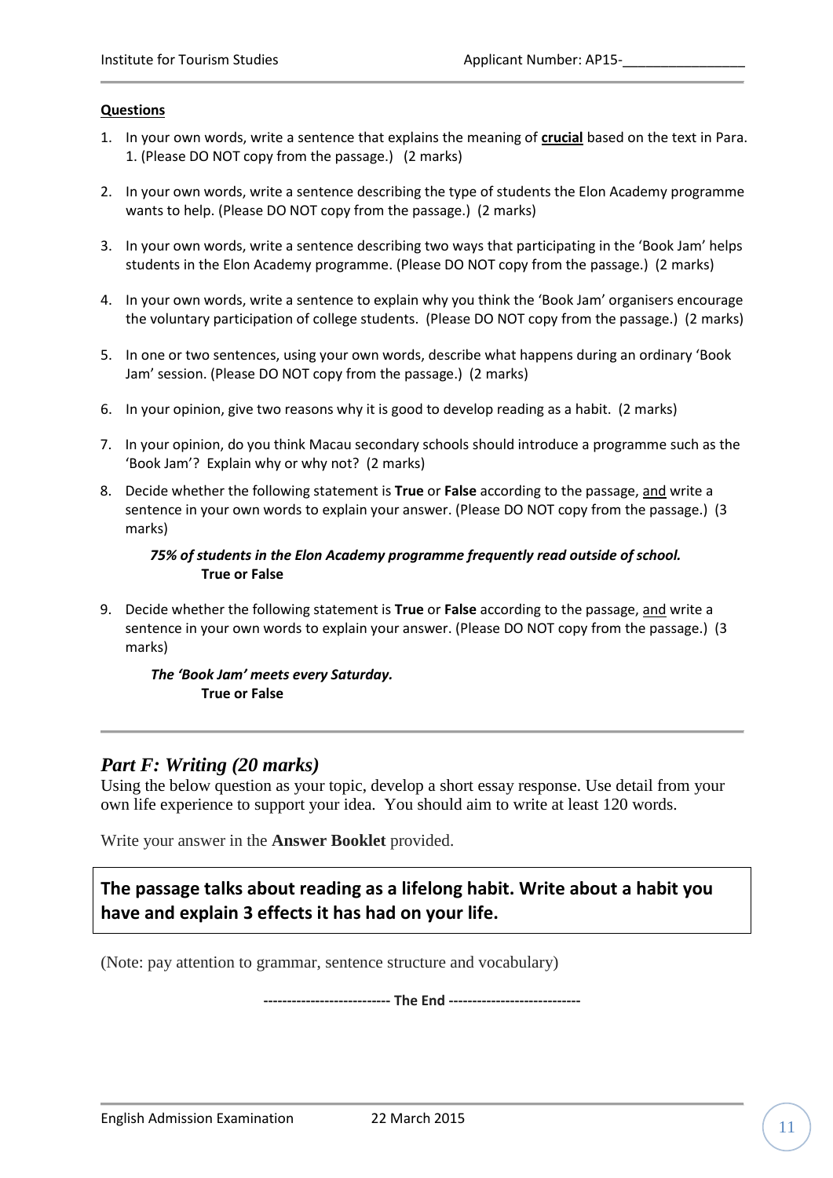**<u>Questions</u>**

1. In your own words, write a sentence that explains the meaning of **<u>crucial</u>** based on the text in Para. 1. (Please DO NOT copy from the passage.) (2 marks)

2. In your own words, write a sentence describing the type of students the Elon Academy programme wants to help. (Please DO NOT copy from the passage.) (2 marks)

3. In your own words, write a sentence describing two ways that participating in the 'Book Jam' helps students in the Elon Academy programme. (Please DO NOT copy from the passage.) (2 marks)

4. In your own words, write a sentence to explain why you think the 'Book Jam' organisers encourage the voluntary participation of college students. (Please DO NOT copy from the passage.) (2 marks)

5. In one or two sentences, using your own words, describe what happens during an ordinary 'Book Jam' session. (Please DO NOT copy from the passage.) (2 marks)

6. In your opinion, give two reasons why it is good to develop reading as a habit. (2 marks)

7. In your opinion, do you think Macau secondary schools should introduce a programme such as the 'Book Jam'? Explain why or why not? (2 marks)

8. Decide whether the following statement is **True** or **False** according to the passage, <u>and</u> write a sentence in your own words to explain your answer. (Please DO NOT copy from the passage.) (3 marks)

   ***75% of students in the Elon Academy programme frequently read outside of school.***
   **True or False**

9. Decide whether the following statement is **True** or **False** according to the passage, <u>and</u> write a sentence in your own words to explain your answer. (Please DO NOT copy from the passage.) (3 marks)

   ***The 'Book Jam' meets every Saturday.***
   **True or False**

---

## *Part F: Writing (20 marks)*

Using the below question as your topic, develop a short essay response. Use detail from your own life experience to support your idea. You should aim to write at least 120 words.

Write your answer in the **Answer Booklet** provided.

**The passage talks about reading as a lifelong habit. Write about a habit you have and explain 3 effects it has had on your life.**

(Note: pay attention to grammar, sentence structure and vocabulary)

**-------------------------- The End ----------------------------**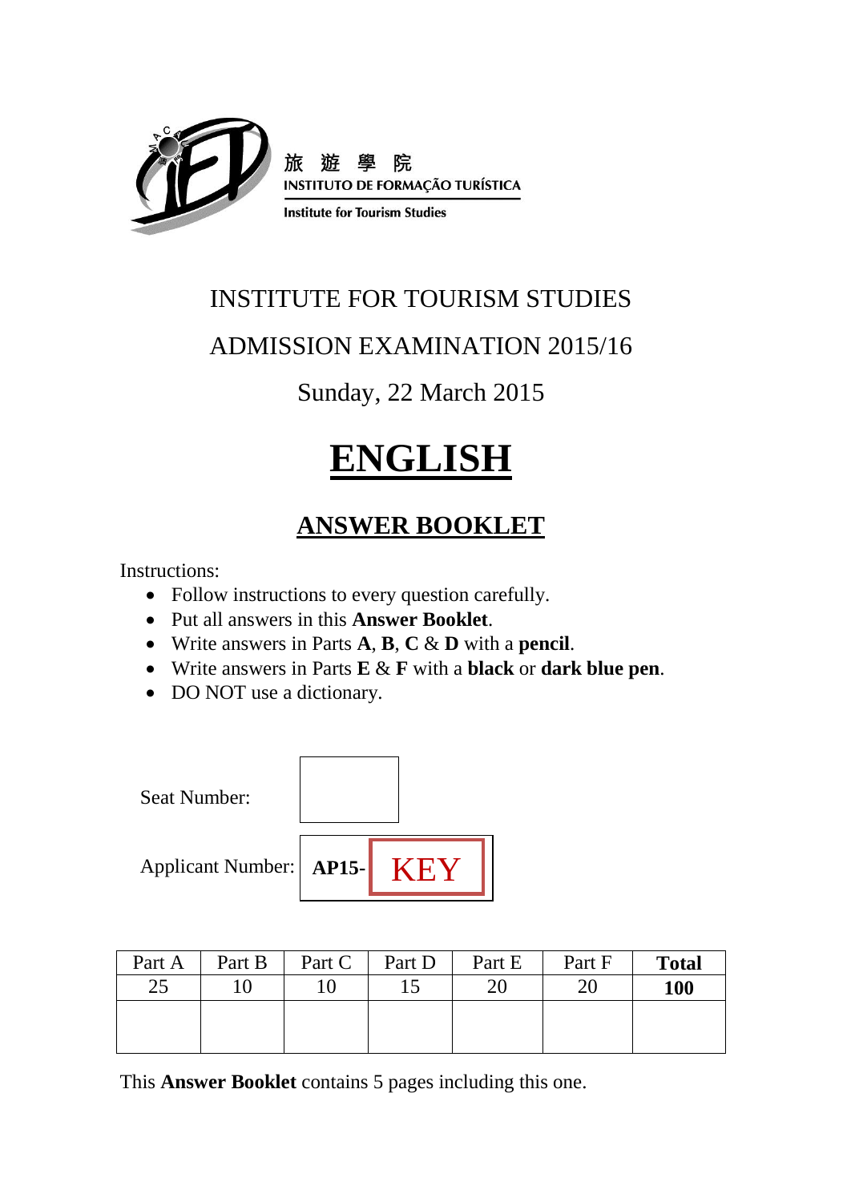旅 遊 學 院
INSTITUTO DE FORMAÇÃO TURÍSTICA
Institute for Tourism Studies

# INSTITUTE FOR TOURISM STUDIES

## ADMISSION EXAMINATION 2015/16

Sunday, 22 March 2015

# ENGLISH

## ANSWER BOOKLET

Instructions:

- Follow instructions to every question carefully.
- Put all answers in this **Answer Booklet**.
- Write answers in Parts **A**, **B**, **C** & **D** with a **pencil**.
- Write answers in Parts **E** & **F** with a **black** or **dark blue pen**.
- DO NOT use a dictionary.

Seat Number:

Applicant Number: **AP15-** KEY

| Part A | Part B | Part C | Part D | Part E | Part F | **Total** |
|---|---|---|---|---|---|---|
| 25 | 10 | 10 | 15 | 20 | 20 | **100** |
| | | | | | | |

This **Answer Booklet** contains 5 pages including this one.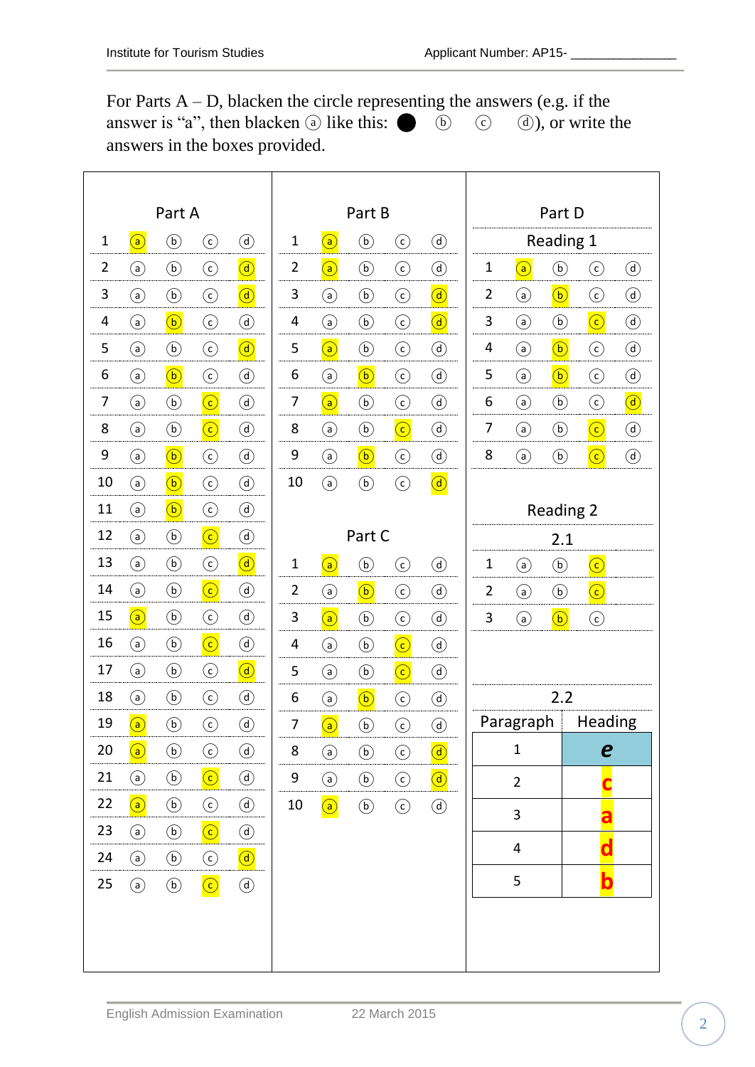For Parts A – D, blacken the circle representing the answers (e.g. if the answer is "a", then blacken ⓐ like this: ● ⓑ ⓒ ⓓ), or write the answers in the boxes provided.

(Highlighted answers are shown in **bold**.)

## Part A

| No. | | | | |
|---|---|---|---|---|
| 1 | **a** | b | c | d |
| 2 | a | b | c | **d** |
| 3 | a | b | c | **d** |
| 4 | a | **b** | c | d |
| 5 | a | b | c | **d** |
| 6 | a | **b** | c | d |
| 7 | a | b | **c** | d |
| 8 | a | b | **c** | d |
| 9 | a | **b** | c | d |
| 10 | a | **b** | c | d |
| 11 | a | **b** | c | d |
| 12 | a | b | **c** | d |
| 13 | a | b | c | **d** |
| 14 | a | b | **c** | d |
| 15 | **a** | b | c | d |
| 16 | a | b | **c** | d |
| 17 | a | b | c | **d** |
| 18 | a | b | c | d |
| 19 | **a** | b | c | d |
| 20 | **a** | b | c | d |
| 21 | a | b | **c** | d |
| 22 | **a** | b | c | d |
| 23 | a | b | **c** | d |
| 24 | a | b | c | **d** |
| 25 | a | b | **c** | d |

## Part B

| No. | | | | |
|---|---|---|---|---|
| 1 | **a** | b | c | d |
| 2 | **a** | b | c | d |
| 3 | a | b | c | **d** |
| 4 | a | b | c | **d** |
| 5 | **a** | b | c | d |
| 6 | a | **b** | c | d |
| 7 | **a** | b | c | d |
| 8 | a | b | **c** | d |
| 9 | a | **b** | c | d |
| 10 | a | b | c | **d** |

## Part C

| No. | | | | |
|---|---|---|---|---|
| 1 | **a** | b | c | d |
| 2 | a | **b** | c | d |
| 3 | **a** | b | c | d |
| 4 | a | b | **c** | d |
| 5 | a | b | **c** | d |
| 6 | a | **b** | c | d |
| 7 | **a** | b | c | d |
| 8 | a | b | c | **d** |
| 9 | a | b | c | **d** |
| 10 | **a** | b | c | d |

## Part D

### Reading 1

| No. | | | | |
|---|---|---|---|---|
| 1 | **a** | b | c | d |
| 2 | a | **b** | c | d |
| 3 | a | b | **c** | d |
| 4 | a | **b** | c | d |
| 5 | a | **b** | c | d |
| 6 | a | b | c | **d** |
| 7 | a | b | **c** | d |
| 8 | a | b | **c** | d |

### Reading 2

#### 2.1

| No. | | | |
|---|---|---|---|
| 1 | a | b | **c** |
| 2 | a | b | **c** |
| 3 | a | **b** | c |

#### 2.2

| Paragraph | Heading |
|---|---|
| 1 | *e* |
| 2 | c |
| 3 | a |
| 4 | d |
| 5 | b |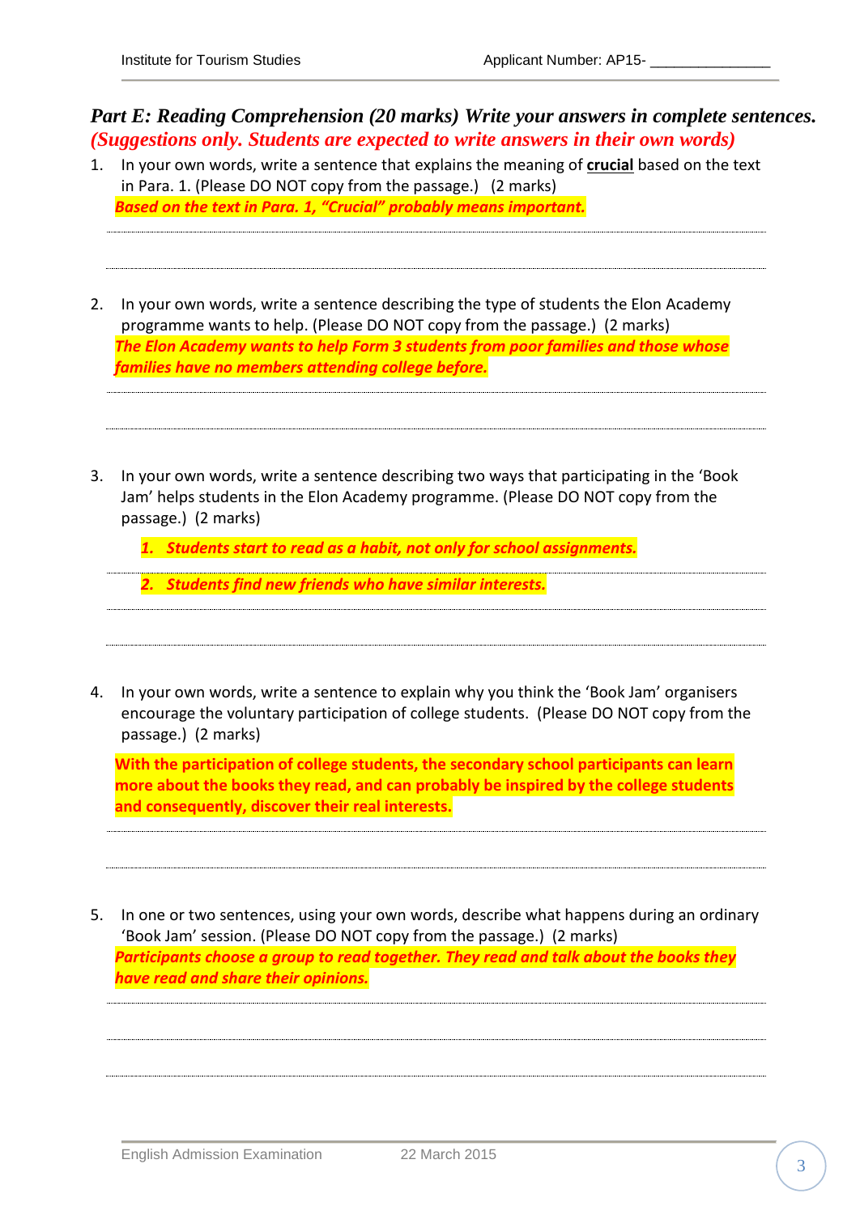## *Part E: Reading Comprehension (20 marks) Write your answers in complete sentences.*

***(Suggestions only. Students are expected to write answers in their own words)***

1. In your own words, write a sentence that explains the meaning of **crucial** based on the text in Para. 1. (Please DO NOT copy from the passage.) (2 marks)

   ***Based on the text in Para. 1, "Crucial" probably means important.***

2. In your own words, write a sentence describing the type of students the Elon Academy programme wants to help. (Please DO NOT copy from the passage.) (2 marks)

   ***The Elon Academy wants to help Form 3 students from poor families and those whose families have no members attending college before.***

3. In your own words, write a sentence describing two ways that participating in the 'Book Jam' helps students in the Elon Academy programme. (Please DO NOT copy from the passage.) (2 marks)

   1. ***Students start to read as a habit, not only for school assignments.***
   2. ***Students find new friends who have similar interests.***

4. In your own words, write a sentence to explain why you think the 'Book Jam' organisers encourage the voluntary participation of college students. (Please DO NOT copy from the passage.) (2 marks)

   **With the participation of college students, the secondary school participants can learn more about the books they read, and can probably be inspired by the college students and consequently, discover their real interests.**

5. In one or two sentences, using your own words, describe what happens during an ordinary 'Book Jam' session. (Please DO NOT copy from the passage.) (2 marks)

   ***Participants choose a group to read together. They read and talk about the books they have read and share their opinions.***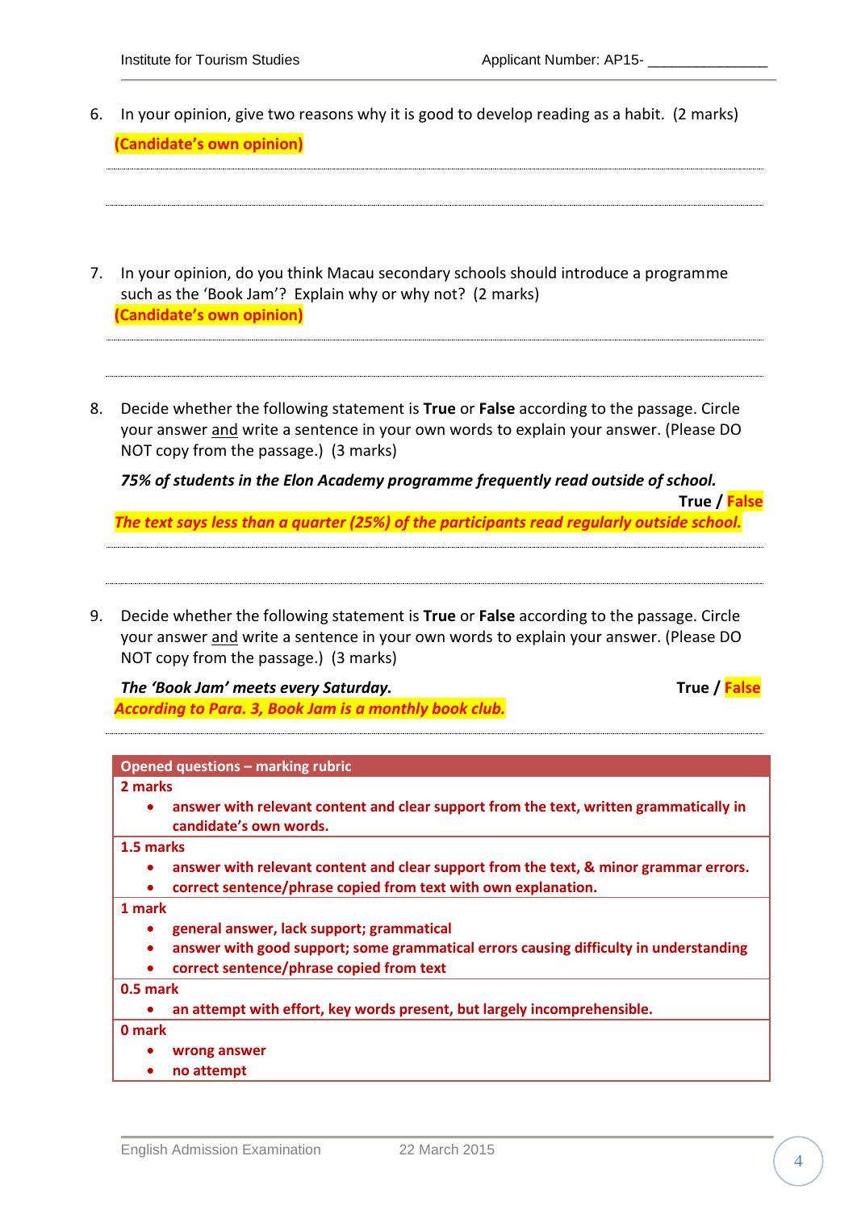6. In your opinion, give two reasons why it is good to develop reading as a habit. (2 marks)

   **(Candidate's own opinion)**

7. In your opinion, do you think Macau secondary schools should introduce a programme such as the 'Book Jam'? Explain why or why not? (2 marks)

   **(Candidate's own opinion)**

8. Decide whether the following statement is **True** or **False** according to the passage. Circle your answer and write a sentence in your own words to explain your answer. (Please DO NOT copy from the passage.) (3 marks)

   ***75% of students in the Elon Academy programme frequently read outside of school.***

   **True / False**

   ***The text says less than a quarter (25%) of the participants read regularly outside school.***

9. Decide whether the following statement is **True** or **False** according to the passage. Circle your answer and write a sentence in your own words to explain your answer. (Please DO NOT copy from the passage.) (3 marks)

   ***The 'Book Jam' meets every Saturday.*** **True / False**

   ***According to Para. 3, Book Jam is a monthly book club.***

| Opened questions – marking rubric |
|---|
| **2 marks**<br>• answer with relevant content and clear support from the text, written grammatically in candidate's own words. |
| **1.5 marks**<br>• answer with relevant content and clear support from the text, & minor grammar errors.<br>• correct sentence/phrase copied from text with own explanation. |
| **1 mark**<br>• general answer, lack support; grammatical<br>• answer with good support; some grammatical errors causing difficulty in understanding<br>• correct sentence/phrase copied from text |
| **0.5 mark**<br>• an attempt with effort, key words present, but largely incomprehensible. |
| **0 mark**<br>• wrong answer<br>• no attempt |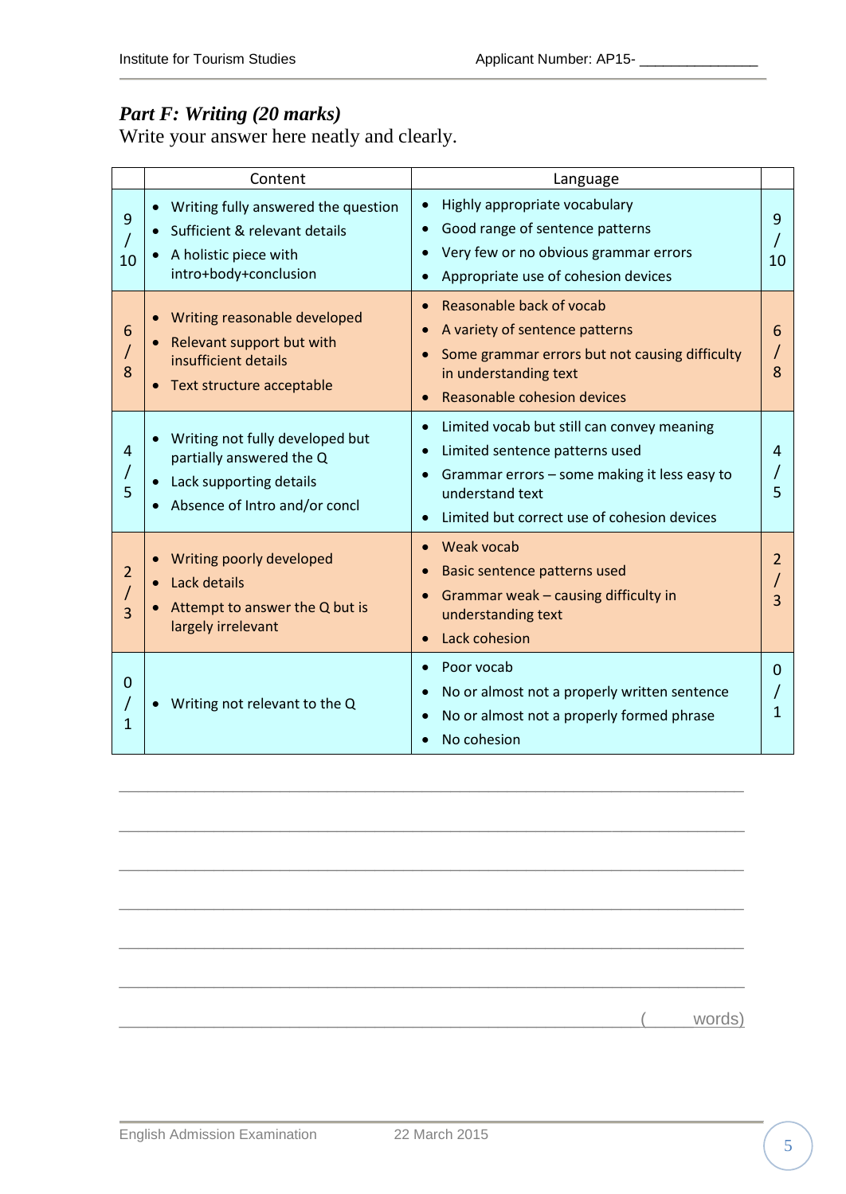## *Part F: Writing (20 marks)*

Write your answer here neatly and clearly.

| | Content | Language | |
|---|---|---|---|
| 9 / 10 | • Writing fully answered the question<br>• Sufficient & relevant details<br>• A holistic piece with intro+body+conclusion | • Highly appropriate vocabulary<br>• Good range of sentence patterns<br>• Very few or no obvious grammar errors<br>• Appropriate use of cohesion devices | 9 / 10 |
| 6 / 8 | • Writing reasonable developed<br>• Relevant support but with insufficient details<br>• Text structure acceptable | • Reasonable back of vocab<br>• A variety of sentence patterns<br>• Some grammar errors but not causing difficulty in understanding text<br>• Reasonable cohesion devices | 6 / 8 |
| 4 / 5 | • Writing not fully developed but partially answered the Q<br>• Lack supporting details<br>• Absence of Intro and/or concl | • Limited vocab but still can convey meaning<br>• Limited sentence patterns used<br>• Grammar errors – some making it less easy to understand text<br>• Limited but correct use of cohesion devices | 4 / 5 |
| 2 / 3 | • Writing poorly developed<br>• Lack details<br>• Attempt to answer the Q but is largely irrelevant | • Weak vocab<br>• Basic sentence patterns used<br>• Grammar weak – causing difficulty in understanding text<br>• Lack cohesion | 2 / 3 |
| 0 / 1 | • Writing not relevant to the Q | • Poor vocab<br>• No or almost not a properly written sentence<br>• No or almost not a properly formed phrase<br>• No cohesion | 0 / 1 |

______________________________________________________________________

______________________________________________________________________

______________________________________________________________________

______________________________________________________________________

______________________________________________________________________

______________________________________________________________________

____________________________________________________________( ____ words)